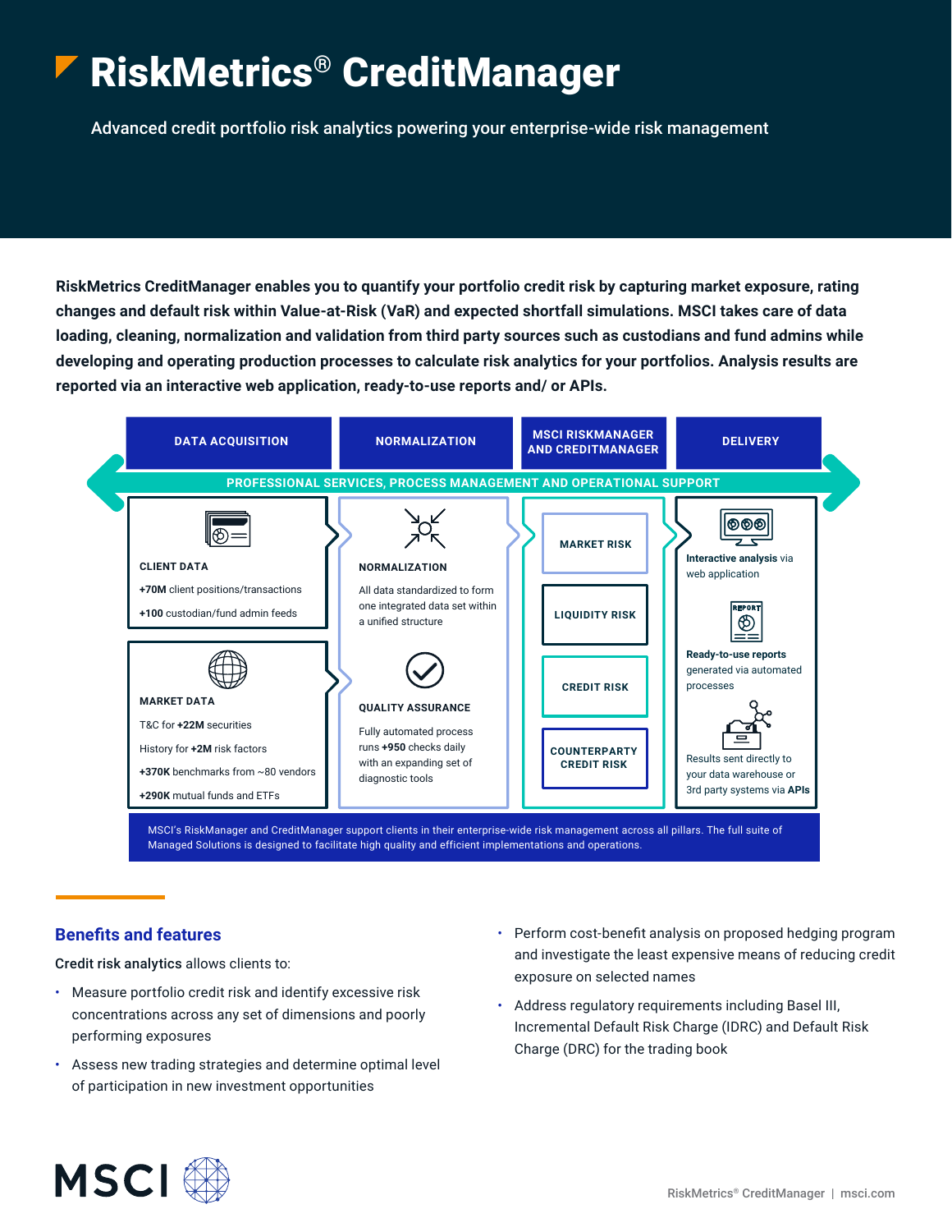# RiskMetrics® CreditManager

Advanced credit portfolio risk analytics powering your enterprise-wide risk management

**RiskMetrics CreditManager enables you to quantify your portfolio credit risk by capturing market exposure, rating changes and default risk within Value-at-Risk (VaR) and expected shortfall simulations. MSCI takes care of data loading, cleaning, normalization and validation from third party sources such as custodians and fund admins while developing and operating production processes to calculate risk analytics for your portfolios. Analysis results are reported via an interactive web application, ready-to-use reports and/ or APIs.**

**DATA ACQUISITION** | **NORMALIZATION** | **MSCI RISKMANAGER AND CREDITMANAGER** | **DELIVERY**

**PROFESSIONAL SERVICES, PROCESS MANAGEMENT AND OPERATIONAL SUPPORT**

**CLIENT DATA**

**+70M** client positions/transactions

**+100** custodian/fund admin feeds

**MARKET DATA**

T&C for **+22M** securities

History for **+2M** risk factors

**+370K** benchmarks from ~80 vendors

**+290K** mutual funds and ETFs

**NORMALIZATION**

All data standardized to form one integrated data set within a unified structure

**QUALITY ASSURANCE**

Fully automated process runs **+950** checks daily with an expanding set of diagnostic tools

**MARKET RISK**

**LIQUIDITY RISK**

**CREDIT RISK**

**COUNTERPARTY CREDIT RISK**

**Interactive analysis** via web application

**Ready-to-use reports** generated via automated processes

Results sent directly to your data warehouse or 3rd party systems via **APIs**

MSCI's RiskManager and CreditManager support clients in their enterprise-wide risk management across all pillars. The full suite of Managed Solutions is designed to facilitate high quality and efficient implementations and operations.

## Benefits and features

**Credit risk analytics** allows clients to:

- Measure portfolio credit risk and identify excessive risk concentrations across any set of dimensions and poorly performing exposures
- Assess new trading strategies and determine optimal level of participation in new investment opportunities
- Perform cost-benefit analysis on proposed hedging program and investigate the least expensive means of reducing credit exposure on selected names
- Address regulatory requirements including Basel III, Incremental Default Risk Charge (IDRC) and Default Risk Charge (DRC) for the trading book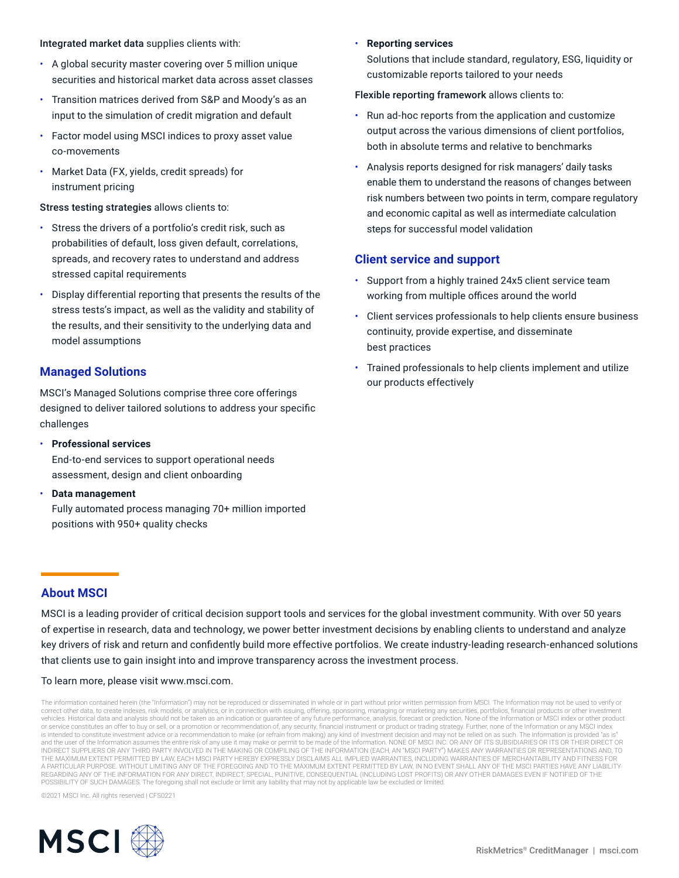**Integrated market data** supplies clients with:

- A global security master covering over 5 million unique securities and historical market data across asset classes
- Transition matrices derived from S&P and Moody's as an input to the simulation of credit migration and default
- Factor model using MSCI indices to proxy asset value co-movements
- Market Data (FX, yields, credit spreads) for instrument pricing

**Stress testing strategies** allows clients to:

- Stress the drivers of a portfolio's credit risk, such as probabilities of default, loss given default, correlations, spreads, and recovery rates to understand and address stressed capital requirements
- Display differential reporting that presents the results of the stress tests's impact, as well as the validity and stability of the results, and their sensitivity to the underlying data and model assumptions

## Managed Solutions

MSCI's Managed Solutions comprise three core offerings designed to deliver tailored solutions to address your specific challenges

- **Professional services**
  End-to-end services to support operational needs assessment, design and client onboarding
- **Data management**
  Fully automated process managing 70+ million imported positions with 950+ quality checks
- **Reporting services**
  Solutions that include standard, regulatory, ESG, liquidity or customizable reports tailored to your needs

**Flexible reporting framework** allows clients to:

- Run ad-hoc reports from the application and customize output across the various dimensions of client portfolios, both in absolute terms and relative to benchmarks
- Analysis reports designed for risk managers' daily tasks enable them to understand the reasons of changes between risk numbers between two points in term, compare regulatory and economic capital as well as intermediate calculation steps for successful model validation

## Client service and support

- Support from a highly trained 24x5 client service team working from multiple offices around the world
- Client services professionals to help clients ensure business continuity, provide expertise, and disseminate best practices
- Trained professionals to help clients implement and utilize our products effectively

## About MSCI

MSCI is a leading provider of critical decision support tools and services for the global investment community. With over 50 years of expertise in research, data and technology, we power better investment decisions by enabling clients to understand and analyze key drivers of risk and return and confidently build more effective portfolios. We create industry-leading research-enhanced solutions that clients use to gain insight into and improve transparency across the investment process.

To learn more, please visit www.msci.com.

The information contained herein (the "Information") may not be reproduced or disseminated in whole or in part without prior written permission from MSCI. The Information may not be used to verify or correct other data, to create indexes, risk models, or analytics, or in connection with issuing, offering, sponsoring, managing or marketing any securities, portfolios, financial products or other investment vehicles. Historical data and analysis should not be taken as an indication or guarantee of any future performance, analysis, forecast or prediction. None of the Information or MSCI index or other product or service constitutes an offer to buy or sell, or a promotion or recommendation of, any security, financial instrument or product or trading strategy. Further, none of the Information or any MSCI index is intended to constitute investment advice or a recommendation to make (or refrain from making) any kind of investment decision and may not be relied on as such. The Information is provided "as is" and the user of the Information assumes the entire risk of any use it may make or permit to be made of the Information. NONE OF MSCI INC. OR ANY OF ITS SUBSIDIARIES OR ITS OR THEIR DIRECT OR INDIRECT SUPPLIERS OR ANY THIRD PARTY INVOLVED IN THE MAKING OR COMPILING OF THE INFORMATION (EACH, AN "MSCI PARTY") MAKES ANY WARRANTIES OR REPRESENTATIONS AND, TO THE MAXIMUM EXTENT PERMITTED BY LAW, EACH MSCI PARTY HEREBY EXPRESSLY DISCLAIMS ALL IMPLIED WARRANTIES, INCLUDING WARRANTIES OF MERCHANTABILITY AND FITNESS FOR A PARTICULAR PURPOSE. WITHOUT LIMITING ANY OF THE FOREGOING AND TO THE MAXIMUM EXTENT PERMITTED BY LAW, IN NO EVENT SHALL ANY OF THE MSCI PARTIES HAVE ANY LIABILITY REGARDING ANY OF THE INFORMATION FOR ANY DIRECT, INDIRECT, SPECIAL, PUNITIVE, CONSEQUENTIAL (INCLUDING LOST PROFITS) OR ANY OTHER DAMAGES EVEN IF NOTIFIED OF THE POSSIBILITY OF SUCH DAMAGES. The foregoing shall not exclude or limit any liability that may not by applicable law be excluded or limited.

©2021 MSCI Inc. All rights reserved | CFS0221